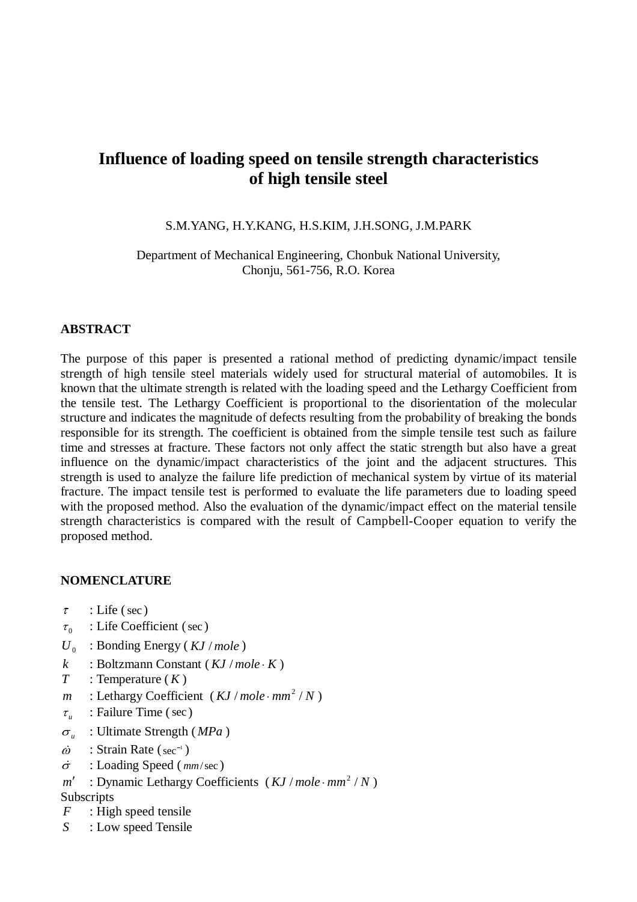# Influence of loading speed on tensile strength characteristics of high tensile steel

S.M.YANG, H.Y.KANG, H.S.KIM, J.H.SONG, J.M.PARK

Department of Mechanical Engineering, Chonbuk National University,
Chonju, 561-756, R.O. Korea

## ABSTRACT

The purpose of this paper is presented a rational method of predicting dynamic/impact tensile strength of high tensile steel materials widely used for structural material of automobiles. It is known that the ultimate strength is related with the loading speed and the Lethargy Coefficient from the tensile test. The Lethargy Coefficient is proportional to the disorientation of the molecular structure and indicates the magnitude of defects resulting from the probability of breaking the bonds responsible for its strength. The coefficient is obtained from the simple tensile test such as failure time and stresses at fracture. These factors not only affect the static strength but also have a great influence on the dynamic/impact characteristics of the joint and the adjacent structures. This strength is used to analyze the failure life prediction of mechanical system by virtue of its material fracture. The impact tensile test is performed to evaluate the life parameters due to loading speed with the proposed method. Also the evaluation of the dynamic/impact effect on the material tensile strength characteristics is compared with the result of Campbell-Cooper equation to verify the proposed method.

## NOMENCLATURE

$\tau$ : Life ($\sec$)
$\tau_0$ : Life Coefficient ($\sec$)
$U_0$ : Bonding Energy ($KJ/mole$)
$k$ : Boltzmann Constant ($KJ/mole \cdot K$)
$T$ : Temperature ($K$)
$m$ : Lethargy Coefficient ($KJ/mole \cdot mm^2/N$)
$\tau_u$ : Failure Time ($\sec$)
$\sigma_u$ : Ultimate Strength ($MPa$)
$\dot{\omega}$ : Strain Rate ($\sec^{-1}$)
$\dot{\sigma}$ : Loading Speed ($mm/\sec$)
$m'$ : Dynamic Lethargy Coefficients ($KJ/mole \cdot mm^2/N$)

Subscripts

$F$ : High speed tensile
$S$ : Low speed Tensile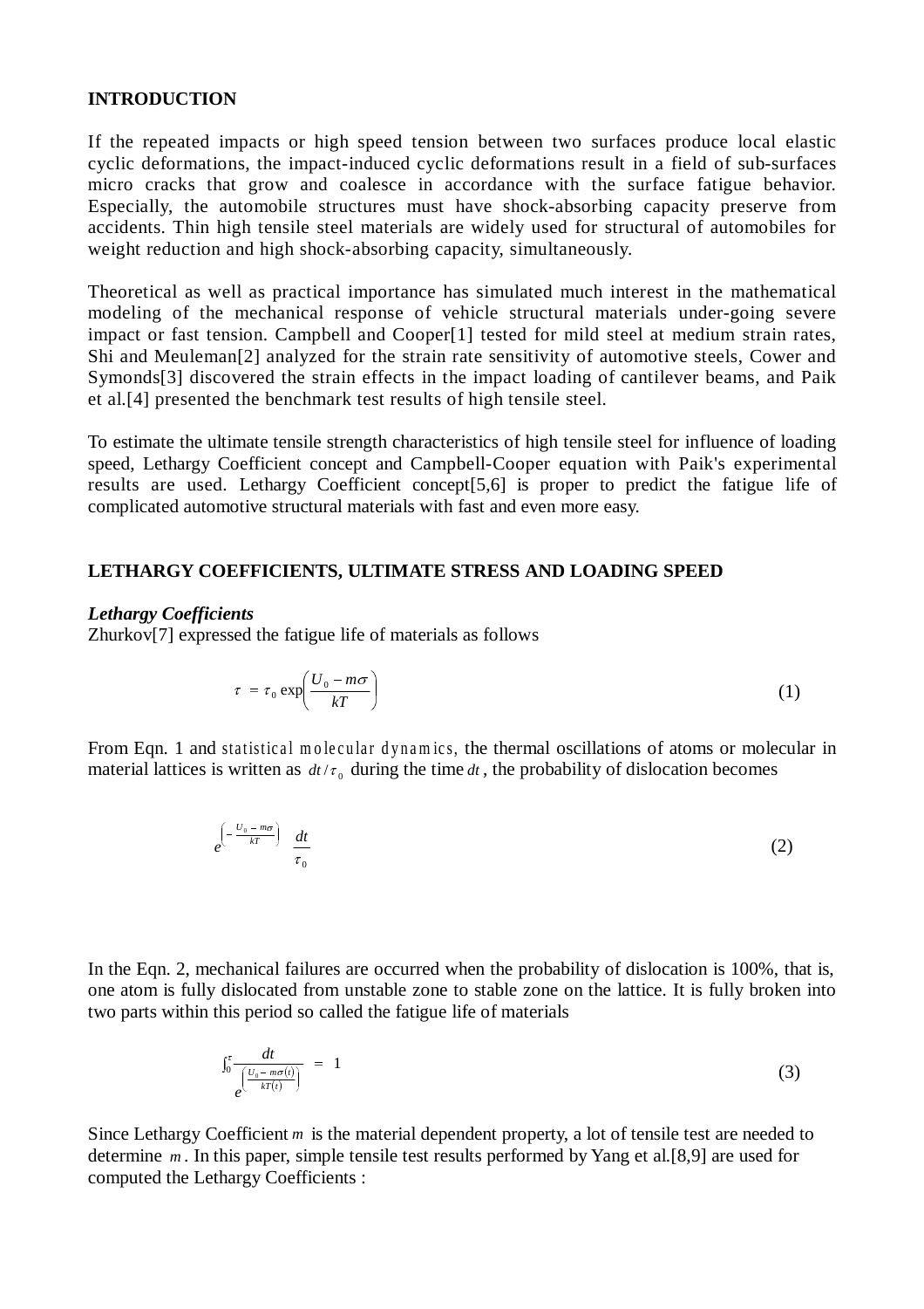## INTRODUCTION

If the repeated impacts or high speed tension between two surfaces produce local elastic cyclic deformations, the impact-induced cyclic deformations result in a field of sub-surfaces micro cracks that grow and coalesce in accordance with the surface fatigue behavior. Especially, the automobile structures must have shock-absorbing capacity preserve from accidents. Thin high tensile steel materials are widely used for structural of automobiles for weight reduction and high shock-absorbing capacity, simultaneously.

Theoretical as well as practical importance has simulated much interest in the mathematical modeling of the mechanical response of vehicle structural materials under-going severe impact or fast tension. Campbell and Cooper[1] tested for mild steel at medium strain rates, Shi and Meuleman[2] analyzed for the strain rate sensitivity of automotive steels, Cower and Symonds[3] discovered the strain effects in the impact loading of cantilever beams, and Paik et al.[4] presented the benchmark test results of high tensile steel.

To estimate the ultimate tensile strength characteristics of high tensile steel for influence of loading speed, Lethargy Coefficient concept and Campbell-Cooper equation with Paik's experimental results are used. Lethargy Coefficient concept[5,6] is proper to predict the fatigue life of complicated automotive structural materials with fast and even more easy.

## LETHARGY COEFFICIENTS, ULTIMATE STRESS AND LOADING SPEED

### *Lethargy Coefficients*

Zhurkov[7] expressed the fatigue life of materials as follows

$$\tau = \tau_0 \exp\left(\frac{U_0 - m\sigma}{kT}\right) \tag{1}$$

From Eqn. 1 and statistical molecular dynamics, the thermal oscillations of atoms or molecular in material lattices is written as $dt/\tau_0$ during the time $dt$, the probability of dislocation becomes

$$e^{\left(-\frac{U_0 - m\sigma}{kT}\right)} \frac{dt}{\tau_0} \tag{2}$$

In the Eqn. 2, mechanical failures are occurred when the probability of dislocation is 100%, that is, one atom is fully dislocated from unstable zone to stable zone on the lattice. It is fully broken into two parts within this period so called the fatigue life of materials

$$\int_0^{\tau} \frac{dt}{e^{\left(\frac{U_0 - m\sigma(t)}{kT(t)}\right)}} = 1 \tag{3}$$

Since Lethargy Coefficient $m$ is the material dependent property, a lot of tensile test are needed to determine $m$. In this paper, simple tensile test results performed by Yang et al.[8,9] are used for computed the Lethargy Coefficients :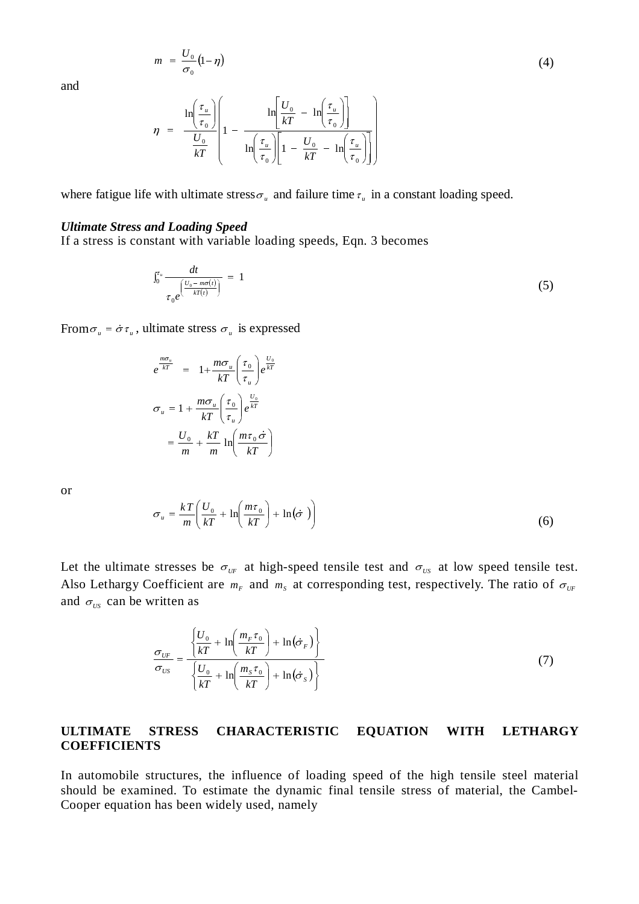$$m = \frac{U_0}{\sigma_0}(1-\eta) \tag{4}$$

and

$$\eta = \frac{\ln\left(\frac{\tau_u}{\tau_0}\right)}{\frac{U_0}{kT}}\left(1 - \frac{\ln\left[\frac{U_0}{kT} - \ln\left(\frac{\tau_u}{\tau_0}\right)\right]}{\ln\left(\frac{\tau_u}{\tau_0}\right)\left[1 - \frac{U_0}{kT} - \ln\left(\frac{\tau_u}{\tau_0}\right)\right]}\right)$$

where fatigue life with ultimate stress $\sigma_u$ and failure time $\tau_u$ in a constant loading speed.

***Ultimate Stress and Loading Speed***

If a stress is constant with variable loading speeds, Eqn. 3 becomes

$$\int_0^{\tau_u} \frac{dt}{\tau_0 e^{\left(\frac{U_0 - m\sigma(t)}{kT(t)}\right)}} = 1 \tag{5}$$

From $\sigma_u = \dot{\sigma}\tau_u$, ultimate stress $\sigma_u$ is expressed

$$e^{\frac{m\sigma_u}{kT}} = 1 + \frac{m\sigma_u}{kT}\left(\frac{\tau_0}{\tau_u}\right)e^{\frac{U_0}{kT}}$$

$$\sigma_u = 1 + \frac{m\sigma_u}{kT}\left(\frac{\tau_0}{\tau_u}\right)e^{\frac{U_0}{kT}}$$

$$= \frac{U_0}{m} + \frac{kT}{m}\ln\left(\frac{m\tau_0\dot{\sigma}}{kT}\right)$$

or

$$\sigma_u = \frac{kT}{m}\left(\frac{U_0}{kT} + \ln\left(\frac{m\tau_0}{kT}\right) + \ln(\dot{\sigma}\ )\right) \tag{6}$$

Let the ultimate stresses be $\sigma_{UF}$ at high-speed tensile test and $\sigma_{US}$ at low speed tensile test. Also Lethargy Coefficient are $m_F$ and $m_S$ at corresponding test, respectively. The ratio of $\sigma_{UF}$ and $\sigma_{US}$ can be written as

$$\frac{\sigma_{UF}}{\sigma_{US}} = \frac{\left\{\frac{U_0}{kT} + \ln\left(\frac{m_F\tau_0}{kT}\right) + \ln(\dot{\sigma}_F)\right\}}{\left\{\frac{U_0}{kT} + \ln\left(\frac{m_S\tau_0}{kT}\right) + \ln(\dot{\sigma}_S)\right\}} \tag{7}$$

## ULTIMATE STRESS CHARACTERISTIC EQUATION WITH LETHARGY COEFFICIENTS

In automobile structures, the influence of loading speed of the high tensile steel material should be examined. To estimate the dynamic final tensile stress of material, the Cambel-Cooper equation has been widely used, namely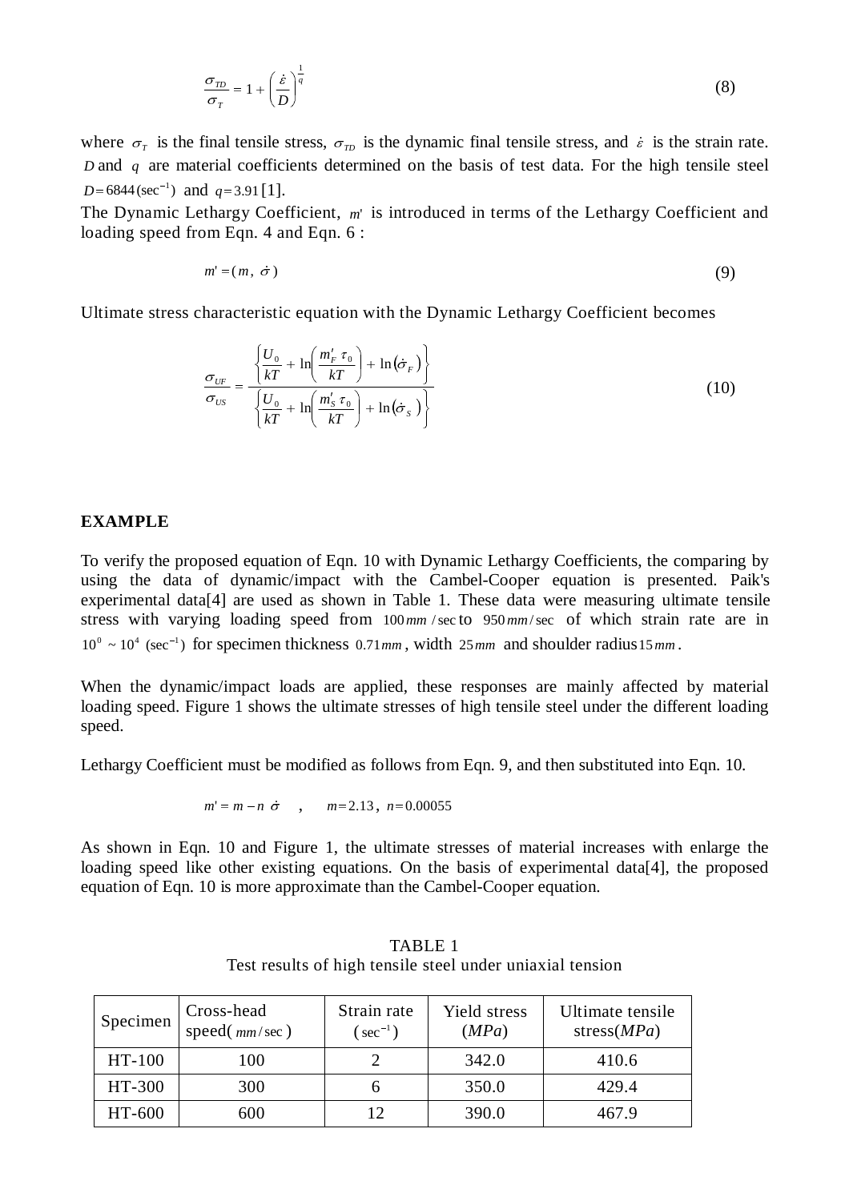$$\frac{\sigma_{TD}}{\sigma_T} = 1 + \left(\frac{\dot{\varepsilon}}{D}\right)^{\frac{1}{q}} \tag{8}$$

where $\sigma_T$ is the final tensile stress, $\sigma_{TD}$ is the dynamic final tensile stress, and $\dot{\varepsilon}$ is the strain rate. $D$ and $q$ are material coefficients determined on the basis of test data. For the high tensile steel $D = 6844\,(\sec^{-1})$ and $q = 3.91$ [1].

The Dynamic Lethargy Coefficient, $m'$ is introduced in terms of the Lethargy Coefficient and loading speed from Eqn. 4 and Eqn. 6 :

$$m' = (m,\ \dot{\sigma}) \tag{9}$$

Ultimate stress characteristic equation with the Dynamic Lethargy Coefficient becomes

$$\frac{\sigma_{UF}}{\sigma_{US}} = \frac{\left\{\dfrac{U_0}{kT} + \ln\left(\dfrac{m'_F\ \tau_0}{kT}\right) + \ln\left(\dot{\sigma}_F\right)\right\}}{\left\{\dfrac{U_0}{kT} + \ln\left(\dfrac{m'_S\ \tau_0}{kT}\right) + \ln\left(\dot{\sigma}_S\right)\right\}} \tag{10}$$

## EXAMPLE

To verify the proposed equation of Eqn. 10 with Dynamic Lethargy Coefficients, the comparing by using the data of dynamic/impact with the Cambel-Cooper equation is presented. Paik's experimental data[4] are used as shown in Table 1. These data were measuring ultimate tensile stress with varying loading speed from $100\,mm/\sec$ to $950\,mm/\sec$ of which strain rate are in $10^0 \sim 10^4\ (\sec^{-1})$ for specimen thickness $0.71\,mm$, width $25\,mm$ and shoulder radius $15\,mm$.

When the dynamic/impact loads are applied, these responses are mainly affected by material loading speed. Figure 1 shows the ultimate stresses of high tensile steel under the different loading speed.

Lethargy Coefficient must be modified as follows from Eqn. 9, and then substituted into Eqn. 10.

$$m' = m - n\ \dot{\sigma} \quad , \quad m = 2.13,\ n = 0.00055$$

As shown in Eqn. 10 and Figure 1, the ultimate stresses of material increases with enlarge the loading speed like other existing equations. On the basis of experimental data[4], the proposed equation of Eqn. 10 is more approximate than the Cambel-Cooper equation.

TABLE 1
Test results of high tensile steel under uniaxial tension

| Specimen | Cross-head speed( $mm/\sec$ ) | Strain rate ( $\sec^{-1}$ ) | Yield stress ($MPa$) | Ultimate tensile stress($MPa$) |
|---|---|---|---|---|
| HT-100 | 100 | 2 | 342.0 | 410.6 |
| HT-300 | 300 | 6 | 350.0 | 429.4 |
| HT-600 | 600 | 12 | 390.0 | 467.9 |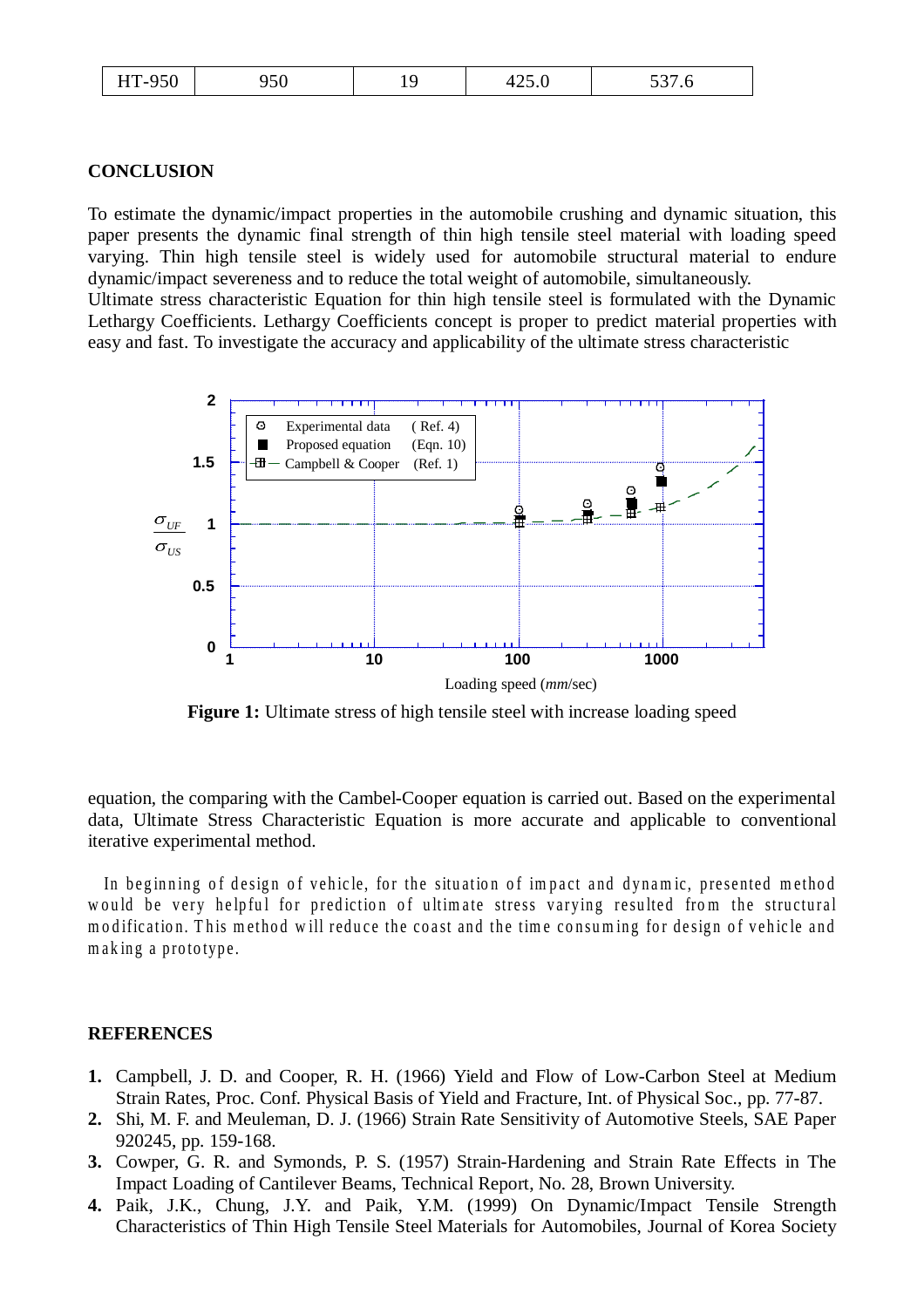| HT-950 | 950 | 19 | 425.0 | 537.6 |
|---|---|---|---|---|

**CONCLUSION**

To estimate the dynamic/impact properties in the automobile crushing and dynamic situation, this paper presents the dynamic final strength of thin high tensile steel material with loading speed varying. Thin high tensile steel is widely used for automobile structural material to endure dynamic/impact severeness and to reduce the total weight of automobile, simultaneously.
Ultimate stress characteristic Equation for thin high tensile steel is formulated with the Dynamic Lethargy Coefficients. Lethargy Coefficients concept is proper to predict material properties with easy and fast. To investigate the accuracy and applicability of the ultimate stress characteristic

**Figure 1:** Ultimate stress of high tensile steel with increase loading speed

equation, the comparing with the Cambel-Cooper equation is carried out. Based on the experimental data, Ultimate Stress Characteristic Equation is more accurate and applicable to conventional iterative experimental method.

In beginning of design of vehicle, for the situation of impact and dynamic, presented method would be very helpful for prediction of ultimate stress varying resulted from the structural modification. This method will reduce the coast and the time consuming for design of vehicle and making a prototype.

**REFERENCES**

1. Campbell, J. D. and Cooper, R. H. (1966) Yield and Flow of Low-Carbon Steel at Medium Strain Rates, Proc. Conf. Physical Basis of Yield and Fracture, Int. of Physical Soc., pp. 77-87.
2. Shi, M. F. and Meuleman, D. J. (1966) Strain Rate Sensitivity of Automotive Steels, SAE Paper 920245, pp. 159-168.
3. Cowper, G. R. and Symonds, P. S. (1957) Strain-Hardening and Strain Rate Effects in The Impact Loading of Cantilever Beams, Technical Report, No. 28, Brown University.
4. Paik, J.K., Chung, J.Y. and Paik, Y.M. (1999) On Dynamic/Impact Tensile Strength Characteristics of Thin High Tensile Steel Materials for Automobiles, Journal of Korea Society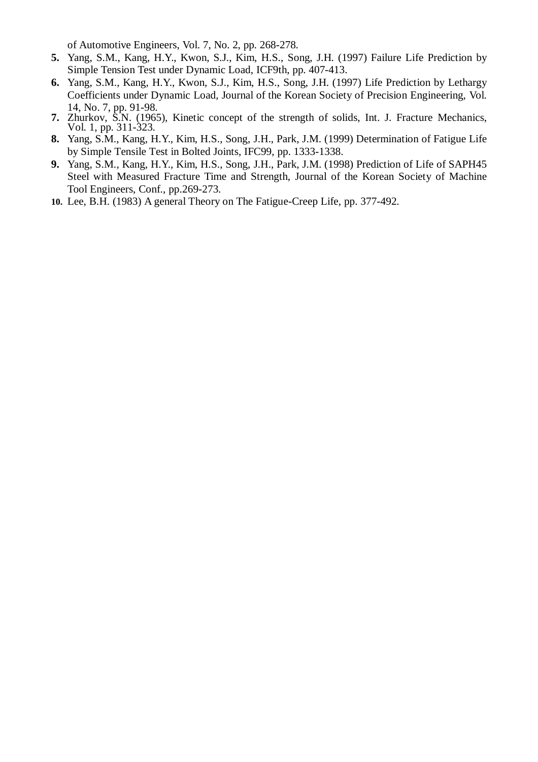of Automotive Engineers, Vol. 7, No. 2, pp. 268-278.

5. Yang, S.M., Kang, H.Y., Kwon, S.J., Kim, H.S., Song, J.H. (1997) Failure Life Prediction by Simple Tension Test under Dynamic Load, ICF9th, pp. 407-413.
6. Yang, S.M., Kang, H.Y., Kwon, S.J., Kim, H.S., Song, J.H. (1997) Life Prediction by Lethargy Coefficients under Dynamic Load, Journal of the Korean Society of Precision Engineering, Vol. 14, No. 7, pp. 91-98.
7. Zhurkov, S.N. (1965), Kinetic concept of the strength of solids, Int. J. Fracture Mechanics, Vol. 1, pp. 311-323.
8. Yang, S.M., Kang, H.Y., Kim, H.S., Song, J.H., Park, J.M. (1999) Determination of Fatigue Life by Simple Tensile Test in Bolted Joints, IFC99, pp. 1333-1338.
9. Yang, S.M., Kang, H.Y., Kim, H.S., Song, J.H., Park, J.M. (1998) Prediction of Life of SAPH45 Steel with Measured Fracture Time and Strength, Journal of the Korean Society of Machine Tool Engineers, Conf., pp.269-273.
10. Lee, B.H. (1983) A general Theory on The Fatigue-Creep Life, pp. 377-492.